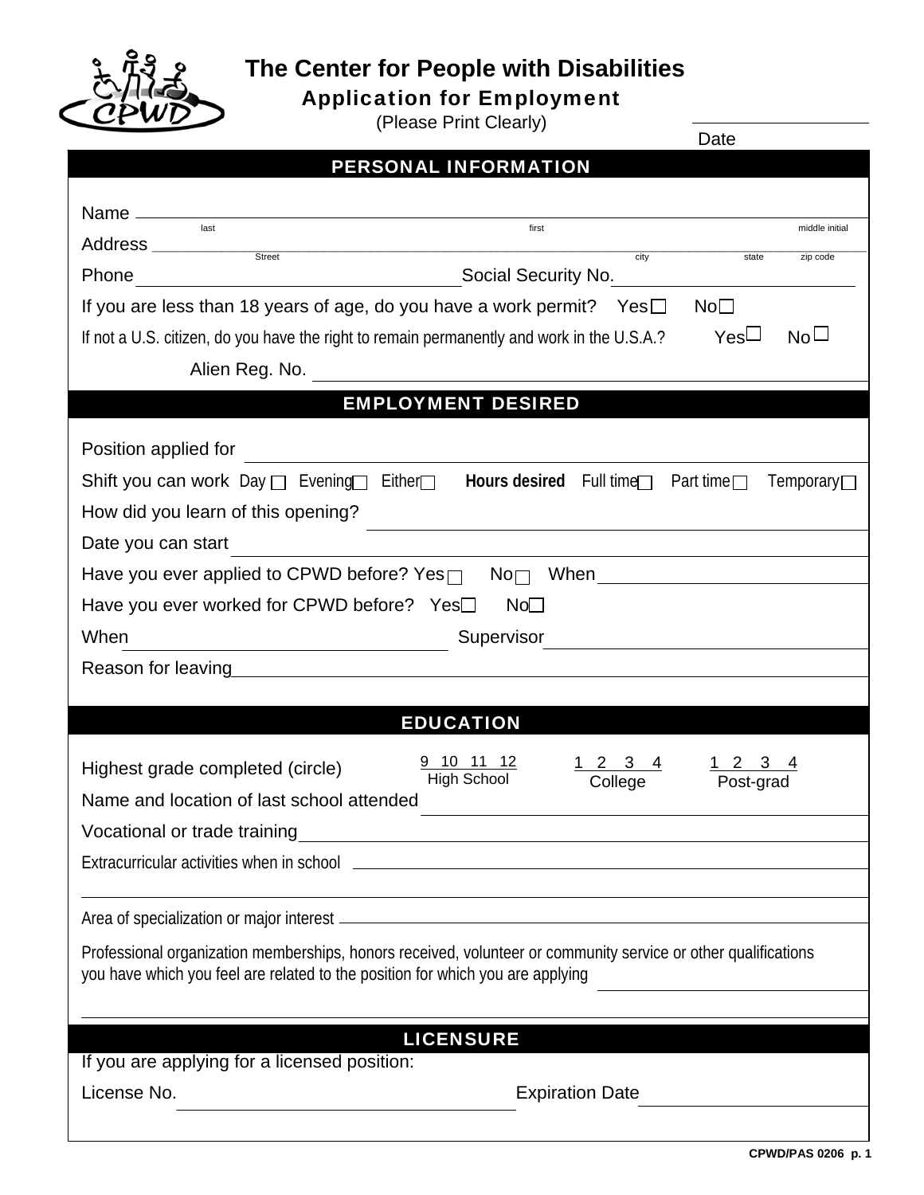# The Center for People with Disabilities

## Application for Employment

(Please Print Clearly)

Date ____________

## PERSONAL INFORMATION

Name ______________________________________________
last first middle initial

Address ______________________________________________
Street city state zip code

Phone ____________________ Social Security No. ____________________

If you are less than 18 years of age, do you have a work permit? Yes ☐ No ☐

If not a U.S. citizen, do you have the right to remain permanently and work in the U.S.A.? Yes ☐ No ☐

Alien Reg. No. ____________________

## EMPLOYMENT DESIRED

Position applied for ____________________

Shift you can work Day ☐ Evening ☐ Either ☐ **Hours desired** Full time ☐ Part time ☐ Temporary ☐

How did you learn of this opening? ____________________

Date you can start ____________________

Have you ever applied to CPWD before? Yes ☐ No ☐ When ____________________

Have you ever worked for CPWD before? Yes ☐ No ☐

When ____________________ Supervisor ____________________

Reason for leaving ____________________

## EDUCATION

Highest grade completed (circle)

| 9 10 11 12 | 1 2 3 4 | 1 2 3 4 |
|---|---|---|
| High School | College | Post-grad |

Name and location of last school attended ____________________

Vocational or trade training ____________________

Extracurricular activities when in school ____________________

Area of specialization or major interest ____________________

Professional organization memberships, honors received, volunteer or community service or other qualifications you have which you feel are related to the position for which you are applying ____________________

## LICENSURE

If you are applying for a licensed position:

License No. ____________________ Expiration Date ____________________

CPWD/PAS 0206 p. 1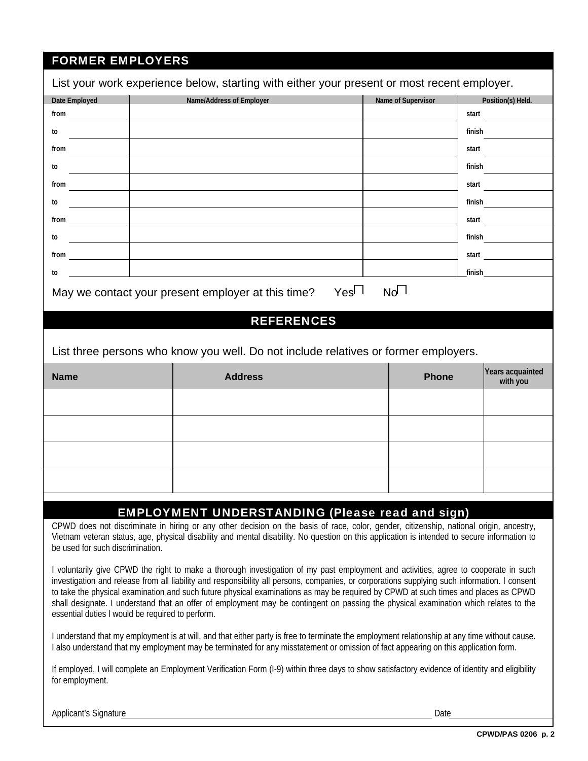## FORMER EMPLOYERS

List your work experience below, starting with either your present or most recent employer.

| Date Employed | Name/Address of Employer | Name of Supervisor | Position(s) Held. |
|---|---|---|---|
| from | | | start |
| to | | | finish |
| from | | | start |
| to | | | finish |
| from | | | start |
| to | | | finish |
| from | | | start |
| to | | | finish |
| from | | | start |
| to | | | finish |

May we contact your present employer at this time? Yes☐ No☐

## REFERENCES

List three persons who know you well. Do not include relatives or former employers.

| Name | Address | Phone | Years acquainted with you |
|---|---|---|---|
| | | | |
| | | | |
| | | | |
| | | | |

## EMPLOYMENT UNDERSTANDING (Please read and sign)

CPWD does not discriminate in hiring or any other decision on the basis of race, color, gender, citizenship, national origin, ancestry, Vietnam veteran status, age, physical disability and mental disability. No question on this application is intended to secure information to be used for such discrimination.

I voluntarily give CPWD the right to make a thorough investigation of my past employment and activities, agree to cooperate in such investigation and release from all liability and responsibility all persons, companies, or corporations supplying such information. I consent to take the physical examination and such future physical examinations as may be required by CPWD at such times and places as CPWD shall designate. I understand that an offer of employment may be contingent on passing the physical examination which relates to the essential duties I would be required to perform.

I understand that my employment is at will, and that either party is free to terminate the employment relationship at any time without cause. I also understand that my employment may be terminated for any misstatement or omission of fact appearing on this application form.

If employed, I will complete an Employment Verification Form (I-9) within three days to show satisfactory evidence of identity and eligibility for employment.

Applicant's Signature______________________________ Date______________

CPWD/PAS 0206